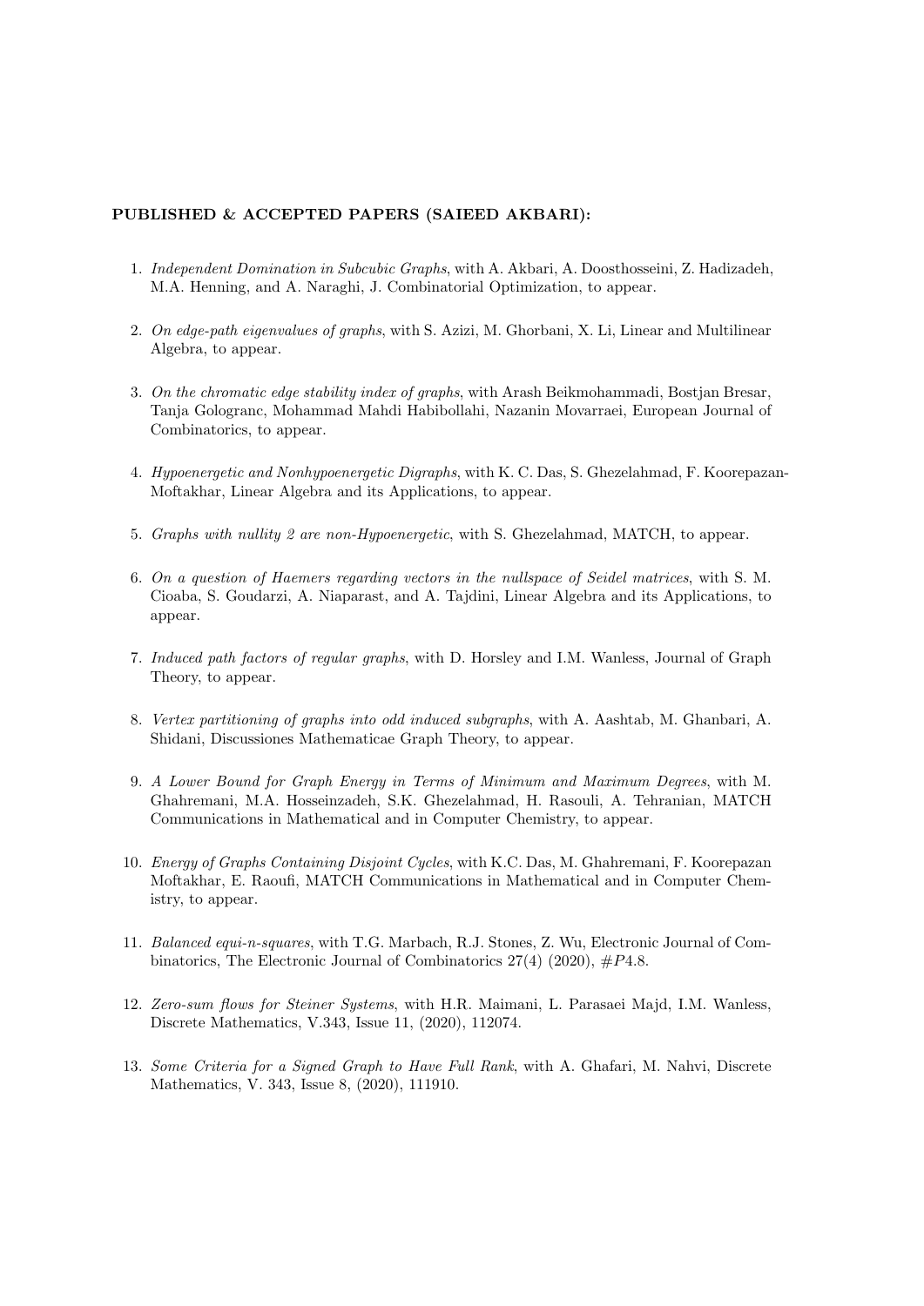**PUBLISHED & ACCEPTED PAPERS (SAIEED AKBARI):**

1. *Independent Domination in Subcubic Graphs*, with A. Akbari, A. Doosthosseini, Z. Hadizadeh, M.A. Henning, and A. Naraghi, J. Combinatorial Optimization, to appear.

2. *On edge-path eigenvalues of graphs*, with S. Azizi, M. Ghorbani, X. Li, Linear and Multilinear Algebra, to appear.

3. *On the chromatic edge stability index of graphs*, with Arash Beikmohammadi, Bostjan Bresar, Tanja Gologranc, Mohammad Mahdi Habibollahi, Nazanin Movarraei, European Journal of Combinatorics, to appear.

4. *Hypoenergetic and Nonhypoenergetic Digraphs*, with K. C. Das, S. Ghezelahmad, F. Koorepazan-Moftakhar, Linear Algebra and its Applications, to appear.

5. *Graphs with nullity 2 are non-Hypoenergetic*, with S. Ghezelahmad, MATCH, to appear.

6. *On a question of Haemers regarding vectors in the nullspace of Seidel matrices*, with S. M. Cioaba, S. Goudarzi, A. Niaparast, and A. Tajdini, Linear Algebra and its Applications, to appear.

7. *Induced path factors of regular graphs*, with D. Horsley and I.M. Wanless, Journal of Graph Theory, to appear.

8. *Vertex partitioning of graphs into odd induced subgraphs*, with A. Aashtab, M. Ghanbari, A. Shidani, Discussiones Mathematicae Graph Theory, to appear.

9. *A Lower Bound for Graph Energy in Terms of Minimum and Maximum Degrees*, with M. Ghahremani, M.A. Hosseinzadeh, S.K. Ghezelahmad, H. Rasouli, A. Tehranian, MATCH Communications in Mathematical and in Computer Chemistry, to appear.

10. *Energy of Graphs Containing Disjoint Cycles*, with K.C. Das, M. Ghahremani, F. Koorepazan Moftakhar, E. Raoufi, MATCH Communications in Mathematical and in Computer Chemistry, to appear.

11. *Balanced equi-n-squares*, with T.G. Marbach, R.J. Stones, Z. Wu, Electronic Journal of Combinatorics, The Electronic Journal of Combinatorics 27(4) (2020), $\#P4.8$.

12. *Zero-sum flows for Steiner Systems*, with H.R. Maimani, L. Parasaei Majd, I.M. Wanless, Discrete Mathematics, V.343, Issue 11, (2020), 112074.

13. *Some Criteria for a Signed Graph to Have Full Rank*, with A. Ghafari, M. Nahvi, Discrete Mathematics, V. 343, Issue 8, (2020), 111910.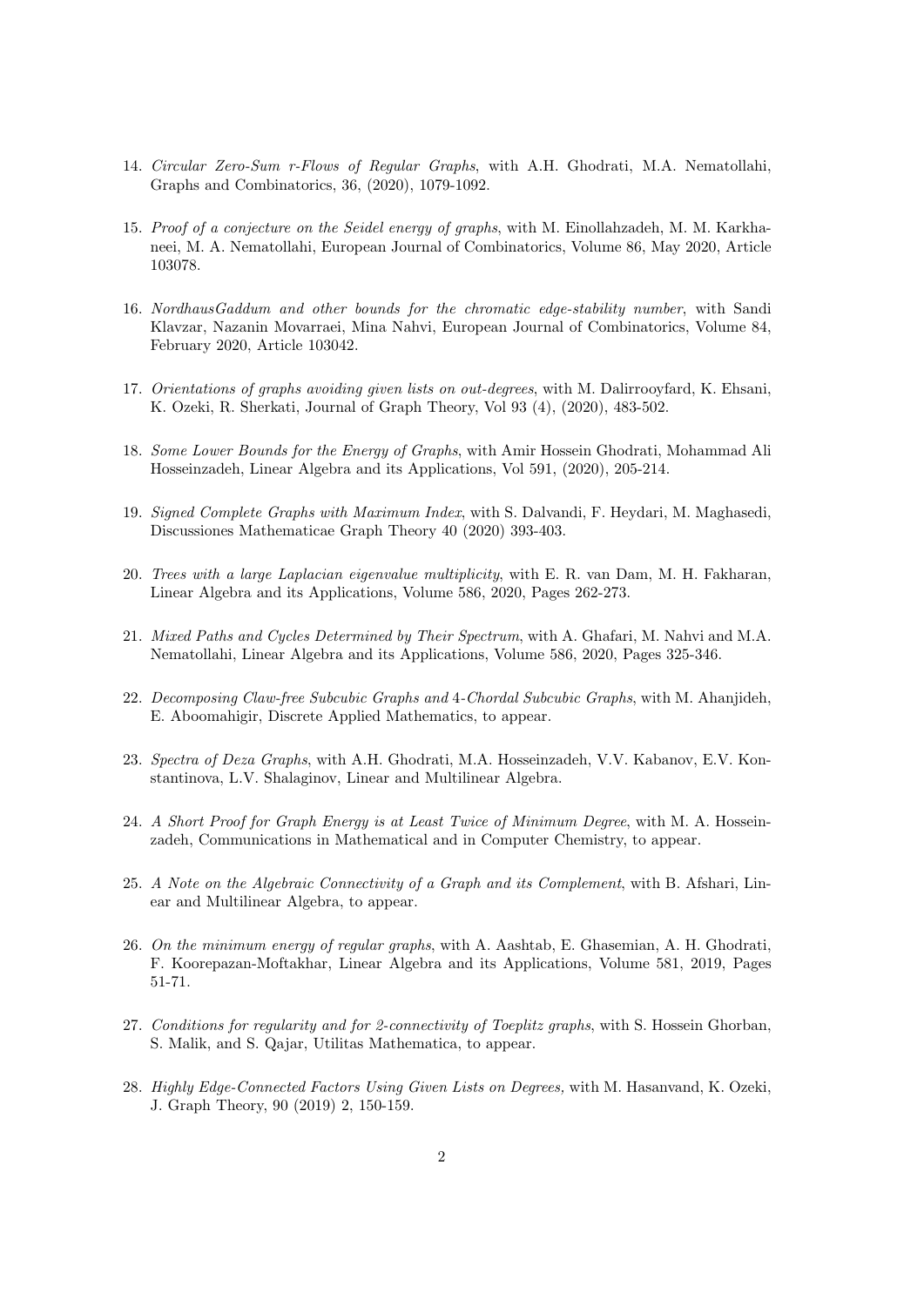14. *Circular Zero-Sum r-Flows of Regular Graphs*, with A.H. Ghodrati, M.A. Nematollahi, Graphs and Combinatorics, 36, (2020), 1079-1092.

15. *Proof of a conjecture on the Seidel energy of graphs*, with M. Einollahzadeh, M. M. Karkhaneei, M. A. Nematollahi, European Journal of Combinatorics, Volume 86, May 2020, Article 103078.

16. *NordhausGaddum and other bounds for the chromatic edge-stability number*, with Sandi Klavzar, Nazanin Movarraei, Mina Nahvi, European Journal of Combinatorics, Volume 84, February 2020, Article 103042.

17. *Orientations of graphs avoiding given lists on out-degrees*, with M. Dalirrooyfard, K. Ehsani, K. Ozeki, R. Sherkati, Journal of Graph Theory, Vol 93 (4), (2020), 483-502.

18. *Some Lower Bounds for the Energy of Graphs*, with Amir Hossein Ghodrati, Mohammad Ali Hosseinzadeh, Linear Algebra and its Applications, Vol 591, (2020), 205-214.

19. *Signed Complete Graphs with Maximum Index*, with S. Dalvandi, F. Heydari, M. Maghasedi, Discussiones Mathematicae Graph Theory 40 (2020) 393-403.

20. *Trees with a large Laplacian eigenvalue multiplicity*, with E. R. van Dam, M. H. Fakharan, Linear Algebra and its Applications, Volume 586, 2020, Pages 262-273.

21. *Mixed Paths and Cycles Determined by Their Spectrum*, with A. Ghafari, M. Nahvi and M.A. Nematollahi, Linear Algebra and its Applications, Volume 586, 2020, Pages 325-346.

22. *Decomposing Claw-free Subcubic Graphs and 4-Chordal Subcubic Graphs*, with M. Ahanjideh, E. Aboomahigir, Discrete Applied Mathematics, to appear.

23. *Spectra of Deza Graphs*, with A.H. Ghodrati, M.A. Hosseinzadeh, V.V. Kabanov, E.V. Konstantinova, L.V. Shalaginov, Linear and Multilinear Algebra.

24. *A Short Proof for Graph Energy is at Least Twice of Minimum Degree*, with M. A. Hosseinzadeh, Communications in Mathematical and in Computer Chemistry, to appear.

25. *A Note on the Algebraic Connectivity of a Graph and its Complement*, with B. Afshari, Linear and Multilinear Algebra, to appear.

26. *On the minimum energy of regular graphs*, with A. Aashtab, E. Ghasemian, A. H. Ghodrati, F. Koorepazan-Moftakhar, Linear Algebra and its Applications, Volume 581, 2019, Pages 51-71.

27. *Conditions for regularity and for 2-connectivity of Toeplitz graphs*, with S. Hossein Ghorban, S. Malik, and S. Qajar, Utilitas Mathematica, to appear.

28. *Highly Edge-Connected Factors Using Given Lists on Degrees,* with M. Hasanvand, K. Ozeki, J. Graph Theory, 90 (2019) 2, 150-159.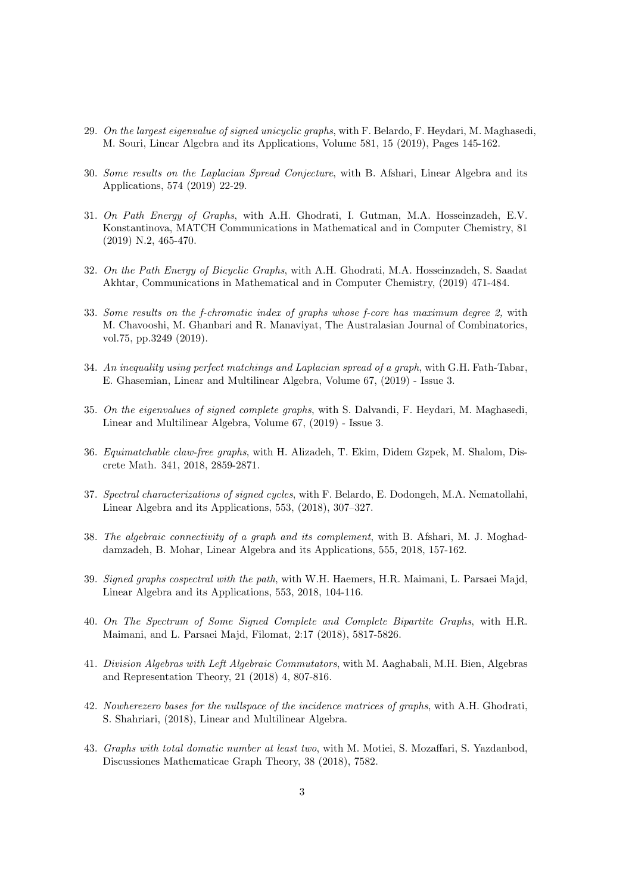29. *On the largest eigenvalue of signed unicyclic graphs*, with F. Belardo, F. Heydari, M. Maghasedi, M. Souri, Linear Algebra and its Applications, Volume 581, 15 (2019), Pages 145-162.

30. *Some results on the Laplacian Spread Conjecture*, with B. Afshari, Linear Algebra and its Applications, 574 (2019) 22-29.

31. *On Path Energy of Graphs*, with A.H. Ghodrati, I. Gutman, M.A. Hosseinzadeh, E.V. Konstantinova, MATCH Communications in Mathematical and in Computer Chemistry, 81 (2019) N.2, 465-470.

32. *On the Path Energy of Bicyclic Graphs*, with A.H. Ghodrati, M.A. Hosseinzadeh, S. Saadat Akhtar, Communications in Mathematical and in Computer Chemistry, (2019) 471-484.

33. *Some results on the f-chromatic index of graphs whose f-core has maximum degree 2,* with M. Chavooshi, M. Ghanbari and R. Manaviyat, The Australasian Journal of Combinatorics, vol.75, pp.3249 (2019).

34. *An inequality using perfect matchings and Laplacian spread of a graph*, with G.H. Fath-Tabar, E. Ghasemian, Linear and Multilinear Algebra, Volume 67, (2019) - Issue 3.

35. *On the eigenvalues of signed complete graphs*, with S. Dalvandi, F. Heydari, M. Maghasedi, Linear and Multilinear Algebra, Volume 67, (2019) - Issue 3.

36. *Equimatchable claw-free graphs*, with H. Alizadeh, T. Ekim, Didem Gzpek, M. Shalom, Discrete Math. 341, 2018, 2859-2871.

37. *Spectral characterizations of signed cycles*, with F. Belardo, E. Dodongeh, M.A. Nematollahi, Linear Algebra and its Applications, 553, (2018), 307–327.

38. *The algebraic connectivity of a graph and its complement*, with B. Afshari, M. J. Moghaddamzadeh, B. Mohar, Linear Algebra and its Applications, 555, 2018, 157-162.

39. *Signed graphs cospectral with the path*, with W.H. Haemers, H.R. Maimani, L. Parsaei Majd, Linear Algebra and its Applications, 553, 2018, 104-116.

40. *On The Spectrum of Some Signed Complete and Complete Bipartite Graphs*, with H.R. Maimani, and L. Parsaei Majd, Filomat, 2:17 (2018), 5817-5826.

41. *Division Algebras with Left Algebraic Commutators*, with M. Aaghabali, M.H. Bien, Algebras and Representation Theory, 21 (2018) 4, 807-816.

42. *Nowherezero bases for the nullspace of the incidence matrices of graphs*, with A.H. Ghodrati, S. Shahriari, (2018), Linear and Multilinear Algebra.

43. *Graphs with total domatic number at least two*, with M. Motiei, S. Mozaffari, S. Yazdanbod, Discussiones Mathematicae Graph Theory, 38 (2018), 7582.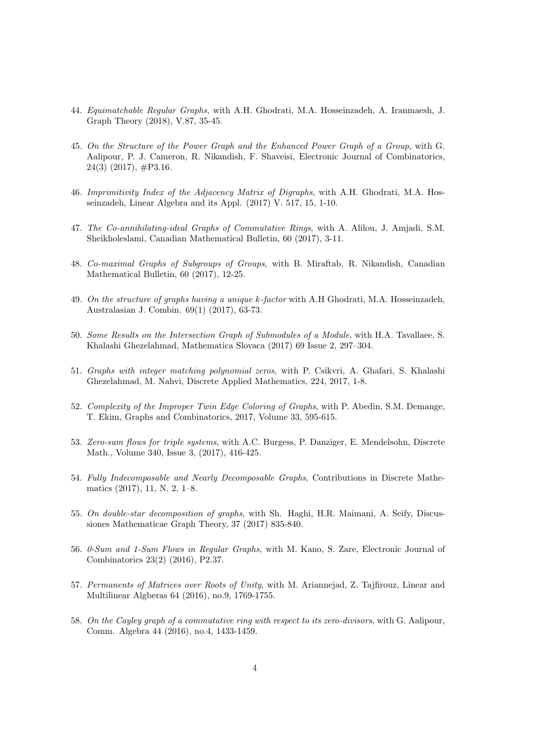44. *Equimatchable Regular Graphs*, with A.H. Ghodrati, M.A. Hosseinzadeh, A. Iranmaesh, J. Graph Theory (2018), V.87, 35-45.

45. *On the Structure of the Power Graph and the Enhanced Power Graph of a Group*, with G. Aalipour, P. J. Cameron, R. Nikandish, F. Shaveisi, Electronic Journal of Combinatorics, 24(3) (2017), #P3.16.

46. *Imprimitivity Index of the Adjacency Matrix of Digraphs*, with A.H. Ghodrati, M.A. Hosseinzadeh, Linear Algebra and its Appl. (2017) V. 517, 15, 1-10.

47. *The Co-annihilating-ideal Graphs of Commutative Rings*, with A. Alilou, J. Amjadi, S.M. Sheikholeslami, Canadian Mathematical Bulletin, 60 (2017), 3-11.

48. *Co-maximal Graphs of Subgroups of Groups*, with B. Miraftab, R. Nikandish, Canadian Mathematical Bulletin, 60 (2017), 12-25.

49. *On the structure of graphs having a unique $k$-factor* with A.H Ghodrati, M.A. Hosseinzadeh, Australasian J. Combin. 69(1) (2017), 63-73.

50. *Some Results on the Intersection Graph of Submodules of a Module*, with H.A. Tavallaee, S. Khalashi Ghezelahmad, Mathematica Slovaca (2017) 69 Issue 2, 297–304.

51. *Graphs with integer matching polynomial zeros*, with P. Csikvri, A. Ghafari, S. Khalashi Ghezelahmad, M. Nahvi, Discrete Applied Mathematics, 224, 2017, 1-8.

52. *Complexity of the Improper Twin Edge Coloring of Graphs*, with P. Abedin, S.M. Demange, T. Ekim, Graphs and Combinatorics, 2017, Volume 33, 595-615.

53. *Zero-sum flows for triple systems*, with A.C. Burgess, P. Danziger, E. Mendelsohn, Discrete Math., Volume 340, Issue 3, (2017), 416-425.

54. *Fully Indecomposable and Nearly Decomposable Graphs*, Contributions in Discrete Mathematics (2017), 11, N. 2, 1–8.

55. *On double-star decomposition of graphs*, with Sh. Haghi, H.R. Maimani, A. Seify, Discussiones Mathematicae Graph Theory, 37 (2017) 835-840.

56. *0-Sum and 1-Sum Flows in Regular Graphs,* with M. Kano, S. Zare, Electronic Journal of Combinatorics 23(2) (2016), P2.37.

57. *Permanents of Matrices over Roots of Unity*, with M. Ariannejad, Z. Tajfirouz, Linear and Multilinear Algberas 64 (2016), no.9, 1769-1755.

58. *On the Cayley graph of a commutative ring with respect to its zero-divisors*, with G. Aalipour, Comm. Algebra 44 (2016), no.4, 1433-1459.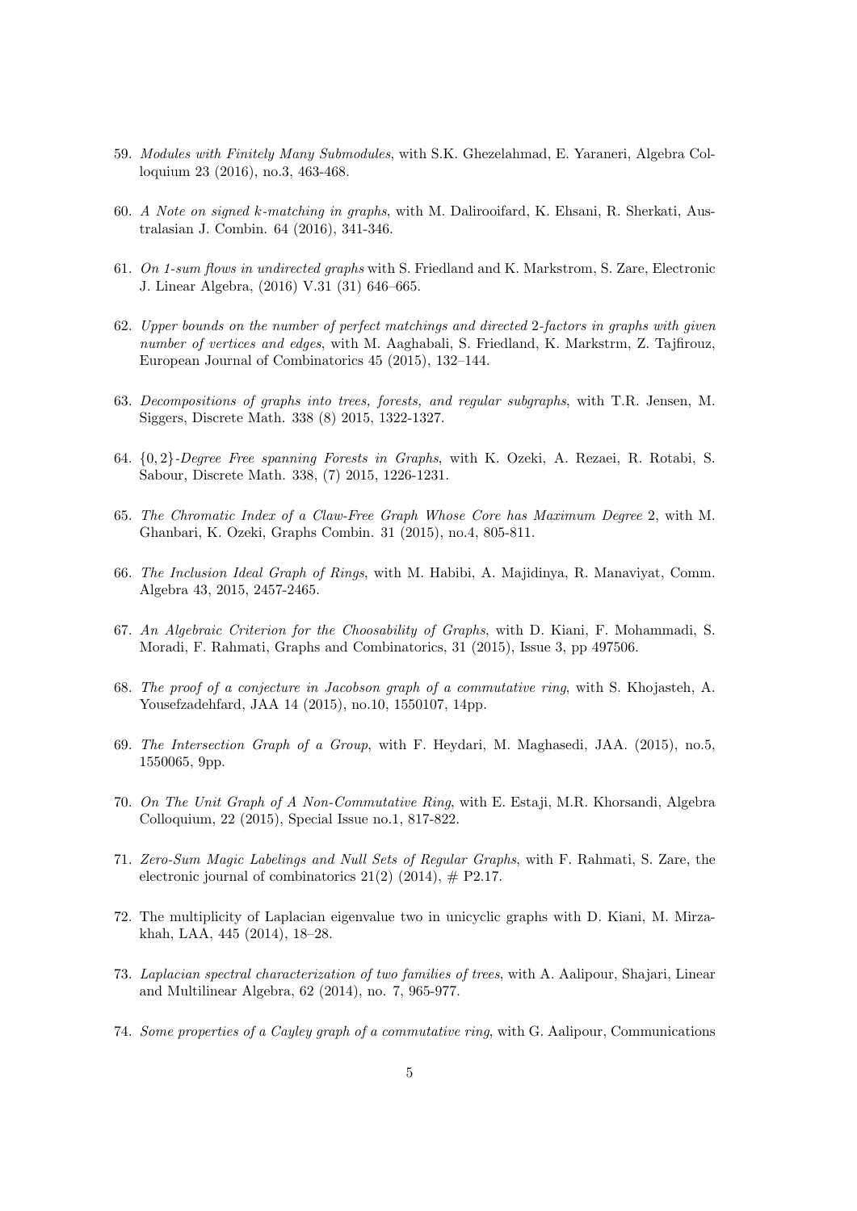59. *Modules with Finitely Many Submodules*, with S.K. Ghezelahmad, E. Yaraneri, Algebra Colloquium 23 (2016), no.3, 463-468.

60. *A Note on signed k-matching in graphs*, with M. Dalirooifard, K. Ehsani, R. Sherkati, Australasian J. Combin. 64 (2016), 341-346.

61. *On 1-sum flows in undirected graphs* with S. Friedland and K. Markstrom, S. Zare, Electronic J. Linear Algebra, (2016) V.31 (31) 646–665.

62. *Upper bounds on the number of perfect matchings and directed* 2*-factors in graphs with given number of vertices and edges*, with M. Aaghabali, S. Friedland, K. Markstrm, Z. Tajfirouz, European Journal of Combinatorics 45 (2015), 132–144.

63. *Decompositions of graphs into trees, forests, and regular subgraphs*, with T.R. Jensen, M. Siggers, Discrete Math. 338 (8) 2015, 1322-1327.

64. $\{0, 2\}$*-Degree Free spanning Forests in Graphs*, with K. Ozeki, A. Rezaei, R. Rotabi, S. Sabour, Discrete Math. 338, (7) 2015, 1226-1231.

65. *The Chromatic Index of a Claw-Free Graph Whose Core has Maximum Degree* 2, with M. Ghanbari, K. Ozeki, Graphs Combin. 31 (2015), no.4, 805-811.

66. *The Inclusion Ideal Graph of Rings*, with M. Habibi, A. Majidinya, R. Manaviyat, Comm. Algebra 43, 2015, 2457-2465.

67. *An Algebraic Criterion for the Choosability of Graphs*, with D. Kiani, F. Mohammadi, S. Moradi, F. Rahmati, Graphs and Combinatorics, 31 (2015), Issue 3, pp 497506.

68. *The proof of a conjecture in Jacobson graph of a commutative ring*, with S. Khojasteh, A. Yousefzadehfard, JAA 14 (2015), no.10, 1550107, 14pp.

69. *The Intersection Graph of a Group*, with F. Heydari, M. Maghasedi, JAA. (2015), no.5, 1550065, 9pp.

70. *On The Unit Graph of A Non-Commutative Ring*, with E. Estaji, M.R. Khorsandi, Algebra Colloquium, 22 (2015), Special Issue no.1, 817-822.

71. *Zero-Sum Magic Labelings and Null Sets of Regular Graphs*, with F. Rahmati, S. Zare, the electronic journal of combinatorics 21(2) (2014), # P2.17.

72. The multiplicity of Laplacian eigenvalue two in unicyclic graphs with D. Kiani, M. Mirzakhah, LAA, 445 (2014), 18–28.

73. *Laplacian spectral characterization of two families of trees*, with A. Aalipour, Shajari, Linear and Multilinear Algebra, 62 (2014), no. 7, 965-977.

74. *Some properties of a Cayley graph of a commutative ring*, with G. Aalipour, Communications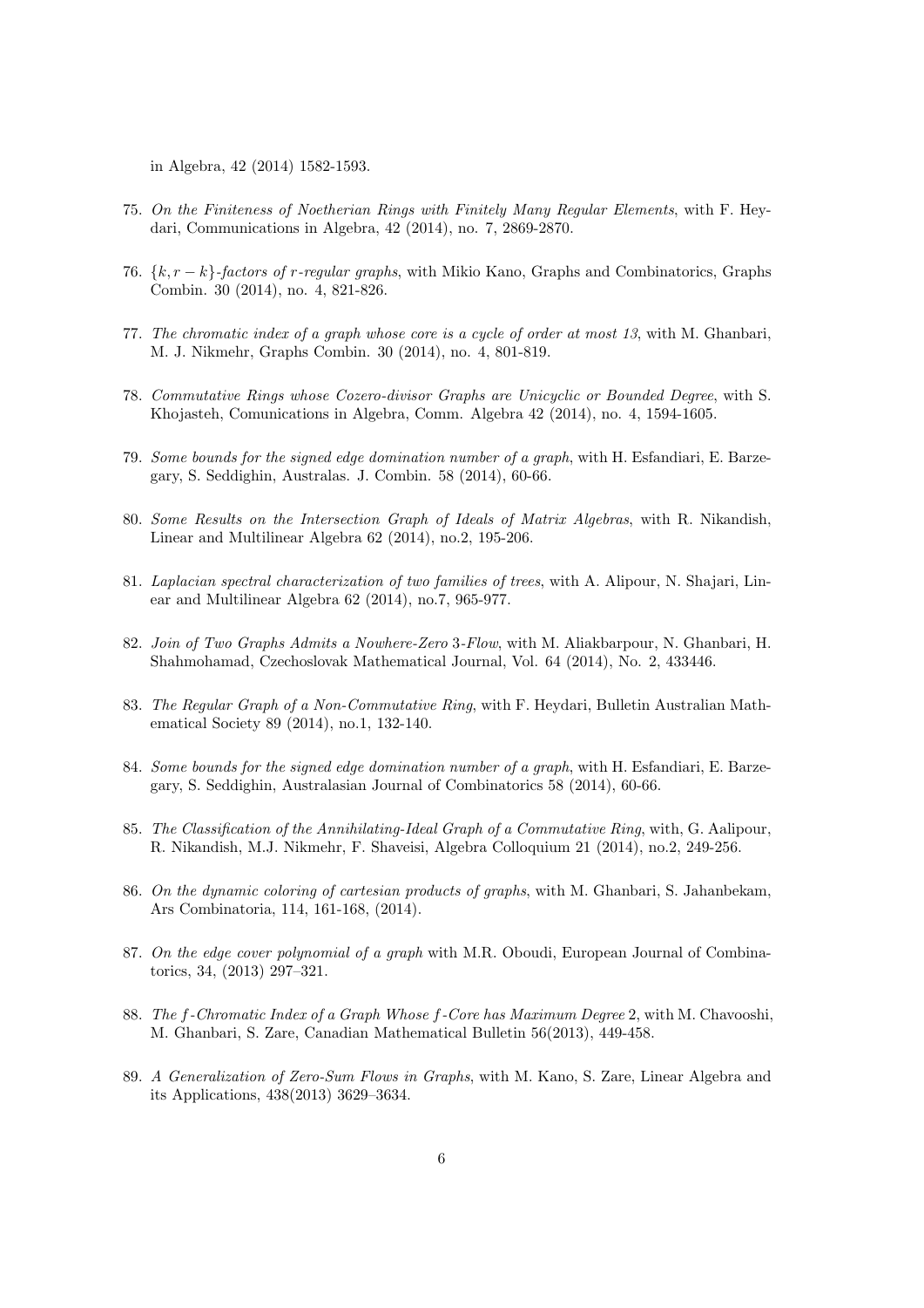in Algebra, 42 (2014) 1582-1593.

75. *On the Finiteness of Noetherian Rings with Finitely Many Regular Elements*, with F. Heydari, Communications in Algebra, 42 (2014), no. 7, 2869-2870.

76. *$\{k, r-k\}$-factors of $r$-regular graphs*, with Mikio Kano, Graphs and Combinatorics, Graphs Combin. 30 (2014), no. 4, 821-826.

77. *The chromatic index of a graph whose core is a cycle of order at most 13*, with M. Ghanbari, M. J. Nikmehr, Graphs Combin. 30 (2014), no. 4, 801-819.

78. *Commutative Rings whose Cozero-divisor Graphs are Unicyclic or Bounded Degree*, with S. Khojasteh, Comunications in Algebra, Comm. Algebra 42 (2014), no. 4, 1594-1605.

79. *Some bounds for the signed edge domination number of a graph*, with H. Esfandiari, E. Barzegary, S. Seddighin, Australas. J. Combin. 58 (2014), 60-66.

80. *Some Results on the Intersection Graph of Ideals of Matrix Algebras*, with R. Nikandish, Linear and Multilinear Algebra 62 (2014), no.2, 195-206.

81. *Laplacian spectral characterization of two families of trees*, with A. Alipour, N. Shajari, Linear and Multilinear Algebra 62 (2014), no.7, 965-977.

82. *Join of Two Graphs Admits a Nowhere-Zero 3-Flow*, with M. Aliakbarpour, N. Ghanbari, H. Shahmohamad, Czechoslovak Mathematical Journal, Vol. 64 (2014), No. 2, 433446.

83. *The Regular Graph of a Non-Commutative Ring*, with F. Heydari, Bulletin Australian Mathematical Society 89 (2014), no.1, 132-140.

84. *Some bounds for the signed edge domination number of a graph*, with H. Esfandiari, E. Barzegary, S. Seddighin, Australasian Journal of Combinatorics 58 (2014), 60-66.

85. *The Classification of the Annihilating-Ideal Graph of a Commutative Ring*, with, G. Aalipour, R. Nikandish, M.J. Nikmehr, F. Shaveisi, Algebra Colloquium 21 (2014), no.2, 249-256.

86. *On the dynamic coloring of cartesian products of graphs*, with M. Ghanbari, S. Jahanbekam, Ars Combinatoria, 114, 161-168, (2014).

87. *On the edge cover polynomial of a graph* with M.R. Oboudi, European Journal of Combinatorics, 34, (2013) 297–321.

88. *The $f$-Chromatic Index of a Graph Whose $f$-Core has Maximum Degree* 2, with M. Chavooshi, M. Ghanbari, S. Zare, Canadian Mathematical Bulletin 56(2013), 449-458.

89. *A Generalization of Zero-Sum Flows in Graphs*, with M. Kano, S. Zare, Linear Algebra and its Applications, 438(2013) 3629–3634.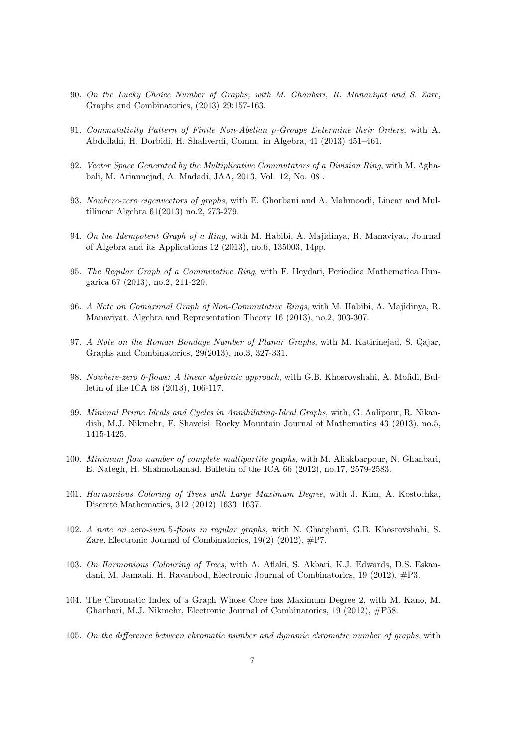90. *On the Lucky Choice Number of Graphs, with M. Ghanbari, R. Manaviyat and S. Zare*, Graphs and Combinatorics, (2013) 29:157-163.

91. *Commutativity Pattern of Finite Non-Abelian p-Groups Determine their Orders,* with A. Abdollahi, H. Dorbidi, H. Shahverdi, Comm. in Algebra, 41 (2013) 451–461.

92. *Vector Space Generated by the Multiplicative Commutators of a Division Ring*, with M. Aghabali, M. Ariannejad, A. Madadi, JAA, 2013, Vol. 12, No. 08 .

93. *Nowhere-zero eigenvectors of graphs*, with E. Ghorbani and A. Mahmoodi, Linear and Multilinear Algebra 61(2013) no.2, 273-279.

94. *On the Idempotent Graph of a Ring*, with M. Habibi, A. Majidinya, R. Manaviyat, Journal of Algebra and its Applications 12 (2013), no.6, 135003, 14pp.

95. *The Regular Graph of a Commutative Ring*, with F. Heydari, Periodica Mathematica Hungarica 67 (2013), no.2, 211-220.

96. *A Note on Comaximal Graph of Non-Commutative Rings*, with M. Habibi, A. Majidinya, R. Manaviyat, Algebra and Representation Theory 16 (2013), no.2, 303-307.

97. *A Note on the Roman Bondage Number of Planar Graphs*, with M. Katirinejad, S. Qajar, Graphs and Combinatorics, 29(2013), no.3, 327-331.

98. *Nowhere-zero 6-flows: A linear algebraic approach*, with G.B. Khosrovshahi, A. Mofidi, Bulletin of the ICA 68 (2013), 106-117.

99. *Minimal Prime Ideals and Cycles in Annihilating-Ideal Graphs*, with, G. Aalipour, R. Nikandish, M.J. Nikmehr, F. Shaveisi, Rocky Mountain Journal of Mathematics 43 (2013), no.5, 1415-1425.

100. *Minimum flow number of complete multipartite graphs*, with M. Aliakbarpour, N. Ghanbari, E. Nategh, H. Shahmohamad, Bulletin of the ICA 66 (2012), no.17, 2579-2583.

101. *Harmonious Coloring of Trees with Large Maximum Degree*, with J. Kim, A. Kostochka, Discrete Mathematics, 312 (2012) 1633–1637.

102. *A note on zero-sum 5-flows in regular graphs*, with N. Gharghani, G.B. Khosrovshahi, S. Zare, Electronic Journal of Combinatorics, 19(2) (2012), #P7.

103. *On Harmonious Colouring of Trees*, with A. Aflaki, S. Akbari, K.J. Edwards, D.S. Eskandani, M. Jamaali, H. Ravanbod, Electronic Journal of Combinatorics, 19 (2012), #P3.

104. The Chromatic Index of a Graph Whose Core has Maximum Degree 2, with M. Kano, M. Ghanbari, M.J. Nikmehr, Electronic Journal of Combinatorics, 19 (2012), #P58.

105. *On the difference between chromatic number and dynamic chromatic number of graphs*, with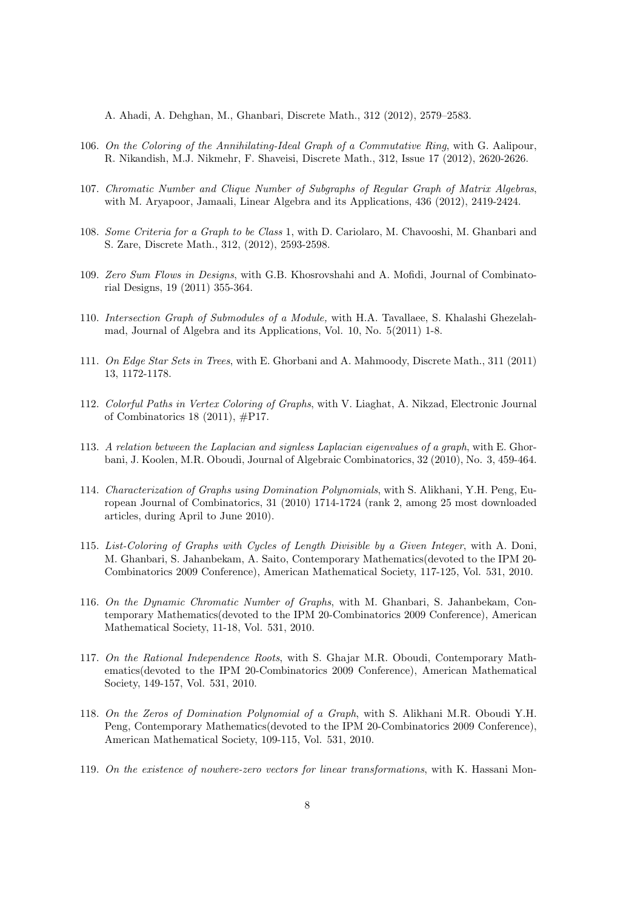A. Ahadi, A. Dehghan, M., Ghanbari, Discrete Math., 312 (2012), 2579–2583.

106. *On the Coloring of the Annihilating-Ideal Graph of a Commutative Ring*, with G. Aalipour, R. Nikandish, M.J. Nikmehr, F. Shaveisi, Discrete Math., 312, Issue 17 (2012), 2620-2626.

107. *Chromatic Number and Clique Number of Subgraphs of Regular Graph of Matrix Algebras*, with M. Aryapoor, Jamaali, Linear Algebra and its Applications, 436 (2012), 2419-2424.

108. *Some Criteria for a Graph to be Class* 1, with D. Cariolaro, M. Chavooshi, M. Ghanbari and S. Zare, Discrete Math., 312, (2012), 2593-2598.

109. *Zero Sum Flows in Designs*, with G.B. Khosrovshahi and A. Mofidi, Journal of Combinatorial Designs, 19 (2011) 355-364.

110. *Intersection Graph of Submodules of a Module,* with H.A. Tavallaee, S. Khalashi Ghezelahmad, Journal of Algebra and its Applications, Vol. 10, No. 5(2011) 1-8.

111. *On Edge Star Sets in Trees*, with E. Ghorbani and A. Mahmoody, Discrete Math., 311 (2011) 13, 1172-1178.

112. *Colorful Paths in Vertex Coloring of Graphs*, with V. Liaghat, A. Nikzad, Electronic Journal of Combinatorics 18 (2011), #P17.

113. *A relation between the Laplacian and signless Laplacian eigenvalues of a graph*, with E. Ghorbani, J. Koolen, M.R. Oboudi, Journal of Algebraic Combinatorics, 32 (2010), No. 3, 459-464.

114. *Characterization of Graphs using Domination Polynomials*, with S. Alikhani, Y.H. Peng, European Journal of Combinatorics, 31 (2010) 1714-1724 (rank 2, among 25 most downloaded articles, during April to June 2010).

115. *List-Coloring of Graphs with Cycles of Length Divisible by a Given Integer*, with A. Doni, M. Ghanbari, S. Jahanbekam, A. Saito, Contemporary Mathematics(devoted to the IPM 20-Combinatorics 2009 Conference), American Mathematical Society, 117-125, Vol. 531, 2010.

116. *On the Dynamic Chromatic Number of Graphs*, with M. Ghanbari, S. Jahanbekam, Contemporary Mathematics(devoted to the IPM 20-Combinatorics 2009 Conference), American Mathematical Society, 11-18, Vol. 531, 2010.

117. *On the Rational Independence Roots*, with S. Ghajar M.R. Oboudi, Contemporary Mathematics(devoted to the IPM 20-Combinatorics 2009 Conference), American Mathematical Society, 149-157, Vol. 531, 2010.

118. *On the Zeros of Domination Polynomial of a Graph*, with S. Alikhani M.R. Oboudi Y.H. Peng, Contemporary Mathematics(devoted to the IPM 20-Combinatorics 2009 Conference), American Mathematical Society, 109-115, Vol. 531, 2010.

119. *On the existence of nowhere-zero vectors for linear transformations*, with K. Hassani Mon-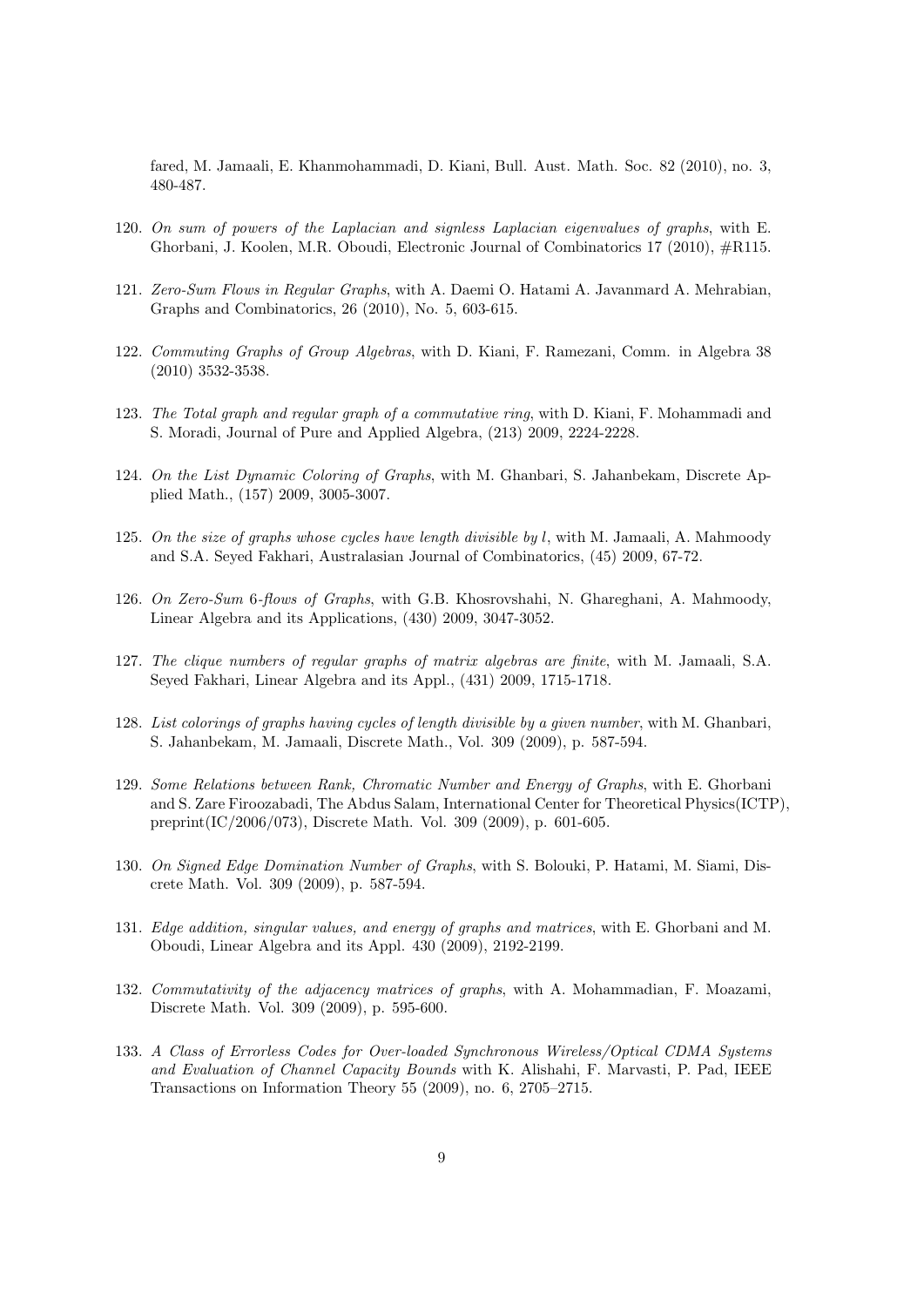fared, M. Jamaali, E. Khanmohammadi, D. Kiani, Bull. Aust. Math. Soc. 82 (2010), no. 3, 480-487.

120. *On sum of powers of the Laplacian and signless Laplacian eigenvalues of graphs*, with E. Ghorbani, J. Koolen, M.R. Oboudi, Electronic Journal of Combinatorics 17 (2010), #R115.

121. *Zero-Sum Flows in Regular Graphs*, with A. Daemi O. Hatami A. Javanmard A. Mehrabian, Graphs and Combinatorics, 26 (2010), No. 5, 603-615.

122. *Commuting Graphs of Group Algebras*, with D. Kiani, F. Ramezani, Comm. in Algebra 38 (2010) 3532-3538.

123. *The Total graph and regular graph of a commutative ring*, with D. Kiani, F. Mohammadi and S. Moradi, Journal of Pure and Applied Algebra, (213) 2009, 2224-2228.

124. *On the List Dynamic Coloring of Graphs*, with M. Ghanbari, S. Jahanbekam, Discrete Applied Math., (157) 2009, 3005-3007.

125. *On the size of graphs whose cycles have length divisible by $l$*, with M. Jamaali, A. Mahmoody and S.A. Seyed Fakhari, Australasian Journal of Combinatorics, (45) 2009, 67-72.

126. *On Zero-Sum 6-flows of Graphs*, with G.B. Khosrovshahi, N. Ghareghani, A. Mahmoody, Linear Algebra and its Applications, (430) 2009, 3047-3052.

127. *The clique numbers of regular graphs of matrix algebras are finite*, with M. Jamaali, S.A. Seyed Fakhari, Linear Algebra and its Appl., (431) 2009, 1715-1718.

128. *List colorings of graphs having cycles of length divisible by a given number*, with M. Ghanbari, S. Jahanbekam, M. Jamaali, Discrete Math., Vol. 309 (2009), p. 587-594.

129. *Some Relations between Rank, Chromatic Number and Energy of Graphs*, with E. Ghorbani and S. Zare Firoozabadi, The Abdus Salam, International Center for Theoretical Physics(ICTP), preprint(IC/2006/073), Discrete Math. Vol. 309 (2009), p. 601-605.

130. *On Signed Edge Domination Number of Graphs*, with S. Bolouki, P. Hatami, M. Siami, Discrete Math. Vol. 309 (2009), p. 587-594.

131. *Edge addition, singular values, and energy of graphs and matrices*, with E. Ghorbani and M. Oboudi, Linear Algebra and its Appl. 430 (2009), 2192-2199.

132. *Commutativity of the adjacency matrices of graphs*, with A. Mohammadian, F. Moazami, Discrete Math. Vol. 309 (2009), p. 595-600.

133. *A Class of Errorless Codes for Over-loaded Synchronous Wireless/Optical CDMA Systems and Evaluation of Channel Capacity Bounds* with K. Alishahi, F. Marvasti, P. Pad, IEEE Transactions on Information Theory 55 (2009), no. 6, 2705–2715.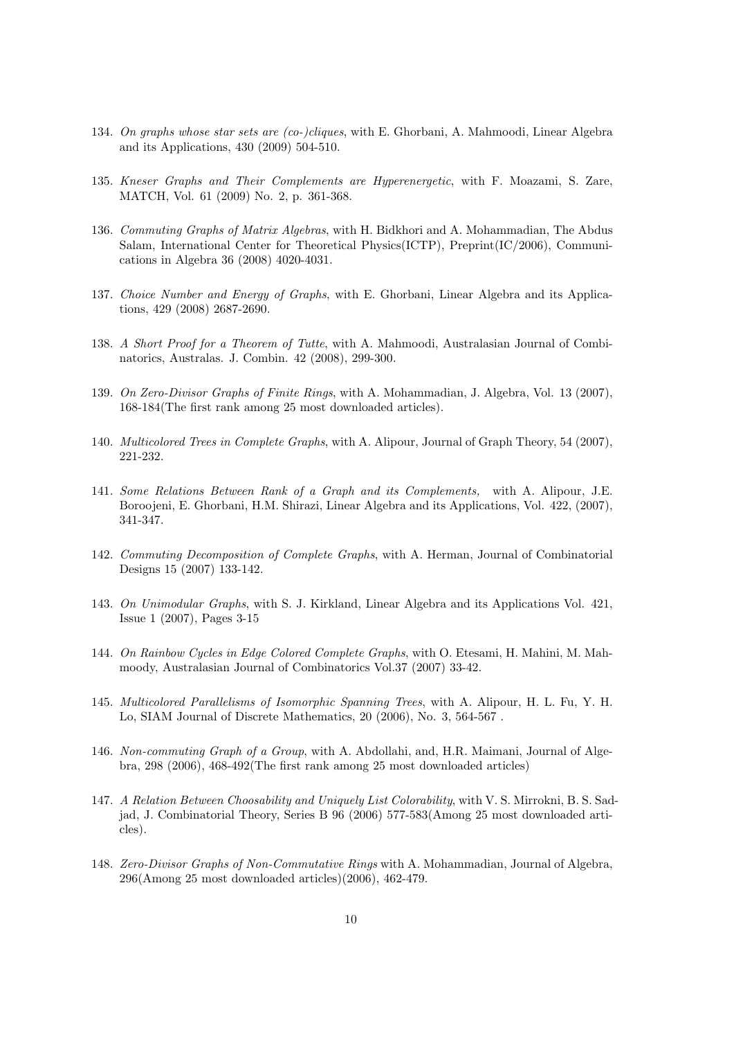134. *On graphs whose star sets are (co-)cliques*, with E. Ghorbani, A. Mahmoodi, Linear Algebra and its Applications, 430 (2009) 504-510.

135. *Kneser Graphs and Their Complements are Hyperenergetic*, with F. Moazami, S. Zare, MATCH, Vol. 61 (2009) No. 2, p. 361-368.

136. *Commuting Graphs of Matrix Algebras*, with H. Bidkhori and A. Mohammadian, The Abdus Salam, International Center for Theoretical Physics(ICTP), Preprint(IC/2006), Communications in Algebra 36 (2008) 4020-4031.

137. *Choice Number and Energy of Graphs*, with E. Ghorbani, Linear Algebra and its Applications, 429 (2008) 2687-2690.

138. *A Short Proof for a Theorem of Tutte*, with A. Mahmoodi, Australasian Journal of Combinatorics, Australas. J. Combin. 42 (2008), 299-300.

139. *On Zero-Divisor Graphs of Finite Rings*, with A. Mohammadian, J. Algebra, Vol. 13 (2007), 168-184(The first rank among 25 most downloaded articles).

140. *Multicolored Trees in Complete Graphs*, with A. Alipour, Journal of Graph Theory, 54 (2007), 221-232.

141. *Some Relations Between Rank of a Graph and its Complements,* with A. Alipour, J.E. Boroojeni, E. Ghorbani, H.M. Shirazi, Linear Algebra and its Applications, Vol. 422, (2007), 341-347.

142. *Commuting Decomposition of Complete Graphs*, with A. Herman, Journal of Combinatorial Designs 15 (2007) 133-142.

143. *On Unimodular Graphs*, with S. J. Kirkland, Linear Algebra and its Applications Vol. 421, Issue 1 (2007), Pages 3-15

144. *On Rainbow Cycles in Edge Colored Complete Graphs*, with O. Etesami, H. Mahini, M. Mahmoody, Australasian Journal of Combinatorics Vol.37 (2007) 33-42.

145. *Multicolored Parallelisms of Isomorphic Spanning Trees*, with A. Alipour, H. L. Fu, Y. H. Lo, SIAM Journal of Discrete Mathematics, 20 (2006), No. 3, 564-567 .

146. *Non-commuting Graph of a Group*, with A. Abdollahi, and, H.R. Maimani, Journal of Algebra, 298 (2006), 468-492(The first rank among 25 most downloaded articles)

147. *A Relation Between Choosability and Uniquely List Colorability*, with V. S. Mirrokni, B. S. Sadjad, J. Combinatorial Theory, Series B 96 (2006) 577-583(Among 25 most downloaded articles).

148. *Zero-Divisor Graphs of Non-Commutative Rings* with A. Mohammadian, Journal of Algebra, 296(Among 25 most downloaded articles)(2006), 462-479.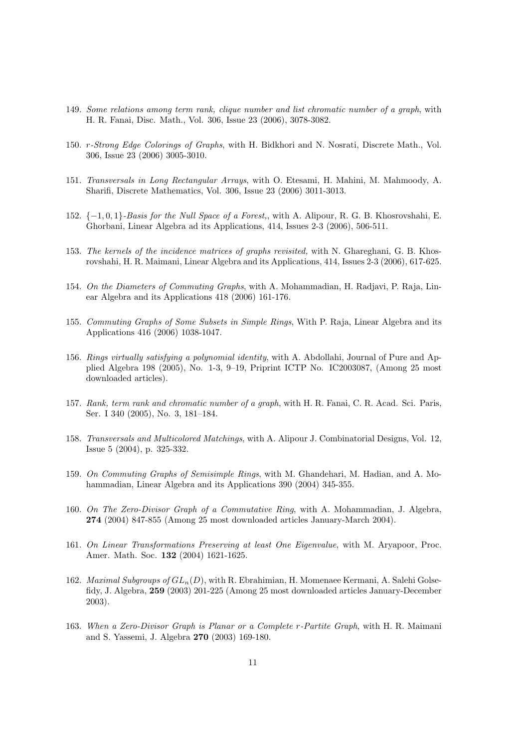149. *Some relations among term rank, clique number and list chromatic number of a graph*, with H. R. Fanai, Disc. Math., Vol. 306, Issue 23 (2006), 3078-3082.

150. *r-Strong Edge Colorings of Graphs*, with H. Bidkhori and N. Nosrati, Discrete Math., Vol. 306, Issue 23 (2006) 3005-3010.

151. *Transversals in Long Rectangular Arrays*, with O. Etesami, H. Mahini, M. Mahmoody, A. Sharifi, Discrete Mathematics, Vol. 306, Issue 23 (2006) 3011-3013.

152. $\{-1, 0, 1\}$*-Basis for the Null Space of a Forest,*, with A. Alipour, R. G. B. Khosrovshahi, E. Ghorbani, Linear Algebra ad its Applications, 414, Issues 2-3 (2006), 506-511.

153. *The kernels of the incidence matrices of graphs revisited,* with N. Ghareghani, G. B. Khosrovshahi, H. R. Maimani, Linear Algebra and its Applications, 414, Issues 2-3 (2006), 617-625.

154. *On the Diameters of Commuting Graphs*, with A. Mohammadian, H. Radjavi, P. Raja, Linear Algebra and its Applications 418 (2006) 161-176.

155. *Commuting Graphs of Some Subsets in Simple Rings*, With P. Raja, Linear Algebra and its Applications 416 (2006) 1038-1047.

156. *Rings virtually satisfying a polynomial identity*, with A. Abdollahi, Journal of Pure and Applied Algebra 198 (2005), No. 1-3, 9–19, Priprint ICTP No. IC2003087, (Among 25 most downloaded articles).

157. *Rank, term rank and chromatic number of a graph*, with H. R. Fanai, C. R. Acad. Sci. Paris, Ser. I 340 (2005), No. 3, 181–184.

158. *Transversals and Multicolored Matchings*, with A. Alipour J. Combinatorial Designs, Vol. 12, Issue 5 (2004), p. 325-332.

159. *On Commuting Graphs of Semisimple Rings*, with M. Ghandehari, M. Hadian, and A. Mohammadian, Linear Algebra and its Applications 390 (2004) 345-355.

160. *On The Zero-Divisor Graph of a Commutative Ring*, with A. Mohammadian, J. Algebra, **274** (2004) 847-855 (Among 25 most downloaded articles January-March 2004).

161. *On Linear Transformations Preserving at least One Eigenvalue*, with M. Aryapoor, Proc. Amer. Math. Soc. **132** (2004) 1621-1625.

162. *Maximal Subgroups of* $GL_n(D)$, with R. Ebrahimian, H. Momenaee Kermani, A. Salehi Golsefidy, J. Algebra, **259** (2003) 201-225 (Among 25 most downloaded articles January-December 2003).

163. *When a Zero-Divisor Graph is Planar or a Complete r-Partite Graph*, with H. R. Maimani and S. Yassemi, J. Algebra **270** (2003) 169-180.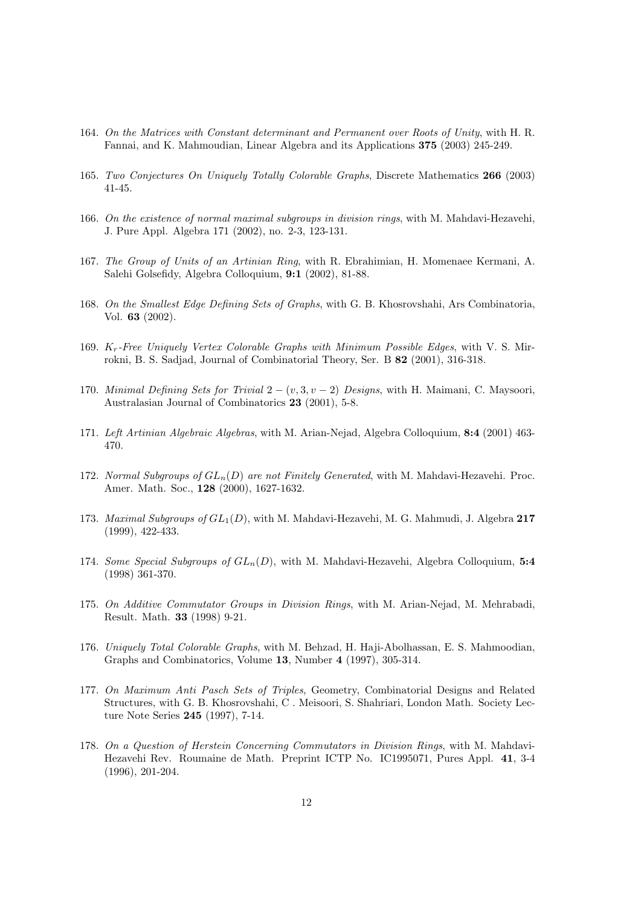164. *On the Matrices with Constant determinant and Permanent over Roots of Unity*, with H. R. Fannai, and K. Mahmoudian, Linear Algebra and its Applications **375** (2003) 245-249.

165. *Two Conjectures On Uniquely Totally Colorable Graphs*, Discrete Mathematics **266** (2003) 41-45.

166. *On the existence of normal maximal subgroups in division rings*, with M. Mahdavi-Hezavehi, J. Pure Appl. Algebra 171 (2002), no. 2-3, 123-131.

167. *The Group of Units of an Artinian Ring*, with R. Ebrahimian, H. Momenaee Kermani, A. Salehi Golsefidy, Algebra Colloquium, **9:1** (2002), 81-88.

168. *On the Smallest Edge Defining Sets of Graphs*, with G. B. Khosrovshahi, Ars Combinatoria, Vol. **63** (2002).

169. *$K_r$-Free Uniquely Vertex Colorable Graphs with Minimum Possible Edges*, with V. S. Mirrokni, B. S. Sadjad, Journal of Combinatorial Theory, Ser. B **82** (2001), 316-318.

170. *Minimal Defining Sets for Trivial $2-(v,3,v-2)$ Designs*, with H. Maimani, C. Maysoori, Australasian Journal of Combinatorics **23** (2001), 5-8.

171. *Left Artinian Algebraic Algebras*, with M. Arian-Nejad, Algebra Colloquium, **8:4** (2001) 463-470.

172. *Normal Subgroups of $GL_n(D)$ are not Finitely Generated*, with M. Mahdavi-Hezavehi. Proc. Amer. Math. Soc., **128** (2000), 1627-1632.

173. *Maximal Subgroups of $GL_1(D)$*, with M. Mahdavi-Hezavehi, M. G. Mahmudi, J. Algebra **217** (1999), 422-433.

174. *Some Special Subgroups of $GL_n(D)$*, with M. Mahdavi-Hezavehi, Algebra Colloquium, **5:4** (1998) 361-370.

175. *On Additive Commutator Groups in Division Rings*, with M. Arian-Nejad, M. Mehrabadi, Result. Math. **33** (1998) 9-21.

176. *Uniquely Total Colorable Graphs*, with M. Behzad, H. Haji-Abolhassan, E. S. Mahmoodian, Graphs and Combinatorics, Volume **13**, Number **4** (1997), 305-314.

177. *On Maximum Anti Pasch Sets of Triples*, Geometry, Combinatorial Designs and Related Structures, with G. B. Khosrovshahi, C . Meisoori, S. Shahriari, London Math. Society Lecture Note Series **245** (1997), 7-14.

178. *On a Question of Herstein Concerning Commutators in Division Rings*, with M. Mahdavi-Hezavehi Rev. Roumaine de Math. Preprint ICTP No. IC1995071, Pures Appl. **41**, 3-4 (1996), 201-204.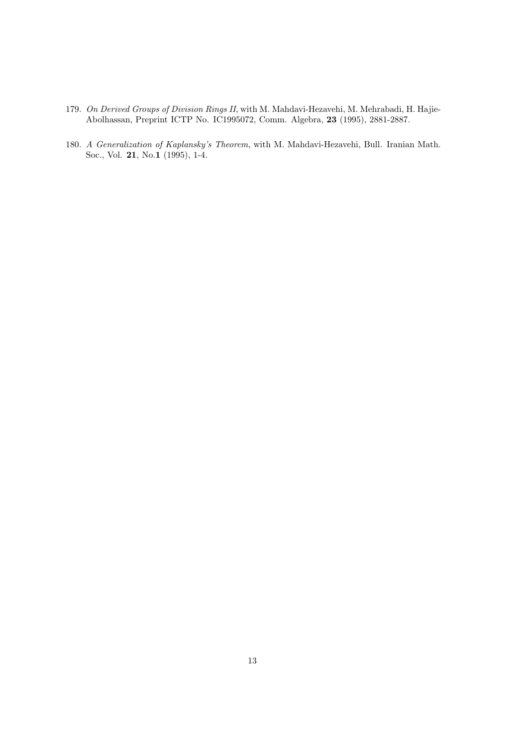179. *On Derived Groups of Division Rings II*, with M. Mahdavi-Hezavehi, M. Mehrabadi, H. Hajie-Abolhassan, Preprint ICTP No. IC1995072, Comm. Algebra, **23** (1995), 2881-2887.

180. *A Generalization of Kaplansky's Theorem*, with M. Mahdavi-Hezavehi, Bull. Iranian Math. Soc., Vol. **21**, No.**1** (1995), 1-4.